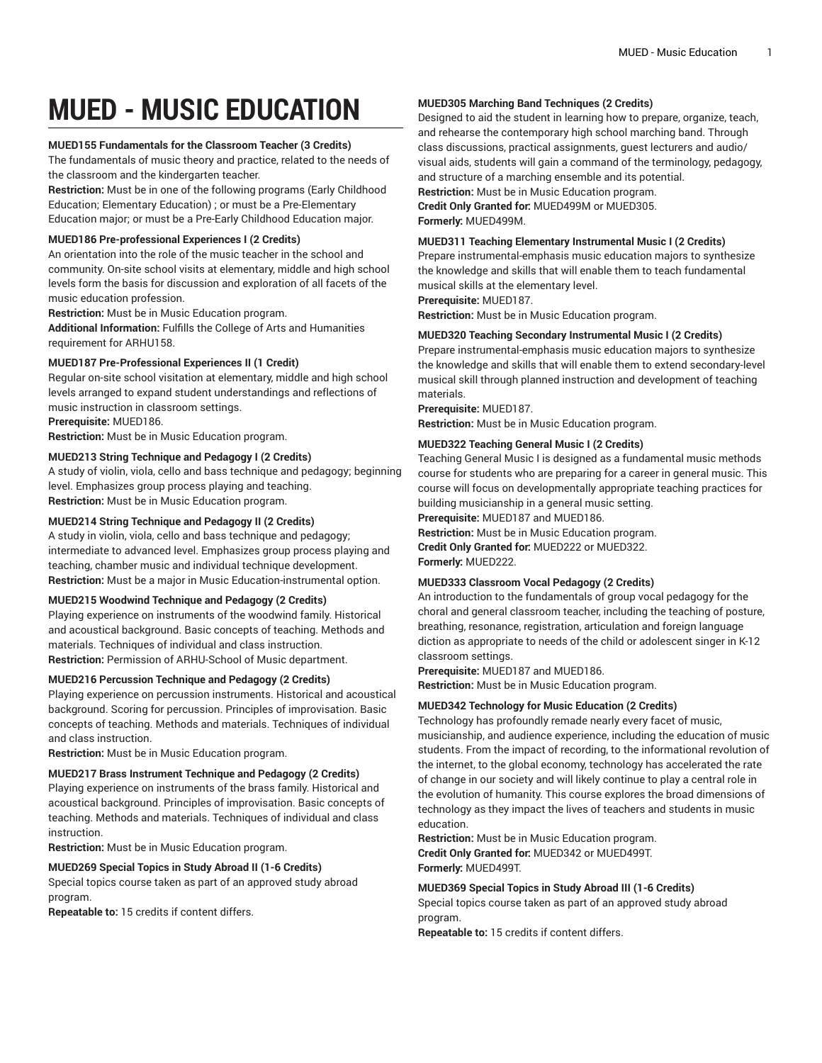# MUED - MUSIC EDUCATION

**MUED155 Fundamentals for the Classroom Teacher (3 Credits)**
The fundamentals of music theory and practice, related to the needs of the classroom and the kindergarten teacher.
**Restriction:** Must be in one of the following programs (Early Childhood Education; Elementary Education) ; or must be a Pre-Elementary Education major; or must be a Pre-Early Childhood Education major.

**MUED186 Pre-professional Experiences I (2 Credits)**
An orientation into the role of the music teacher in the school and community. On-site school visits at elementary, middle and high school levels form the basis for discussion and exploration of all facets of the music education profession.
**Restriction:** Must be in Music Education program.
**Additional Information:** Fulfills the College of Arts and Humanities requirement for ARHU158.

**MUED187 Pre-Professional Experiences II (1 Credit)**
Regular on-site school visitation at elementary, middle and high school levels arranged to expand student understandings and reflections of music instruction in classroom settings.
**Prerequisite:** MUED186.
**Restriction:** Must be in Music Education program.

**MUED213 String Technique and Pedagogy I (2 Credits)**
A study of violin, viola, cello and bass technique and pedagogy; beginning level. Emphasizes group process playing and teaching.
**Restriction:** Must be in Music Education program.

**MUED214 String Technique and Pedagogy II (2 Credits)**
A study in violin, viola, cello and bass technique and pedagogy; intermediate to advanced level. Emphasizes group process playing and teaching, chamber music and individual technique development.
**Restriction:** Must be a major in Music Education-instrumental option.

**MUED215 Woodwind Technique and Pedagogy (2 Credits)**
Playing experience on instruments of the woodwind family. Historical and acoustical background. Basic concepts of teaching. Methods and materials. Techniques of individual and class instruction.
**Restriction:** Permission of ARHU-School of Music department.

**MUED216 Percussion Technique and Pedagogy (2 Credits)**
Playing experience on percussion instruments. Historical and acoustical background. Scoring for percussion. Principles of improvisation. Basic concepts of teaching. Methods and materials. Techniques of individual and class instruction.
**Restriction:** Must be in Music Education program.

**MUED217 Brass Instrument Technique and Pedagogy (2 Credits)**
Playing experience on instruments of the brass family. Historical and acoustical background. Principles of improvisation. Basic concepts of teaching. Methods and materials. Techniques of individual and class instruction.
**Restriction:** Must be in Music Education program.

**MUED269 Special Topics in Study Abroad II (1-6 Credits)**
Special topics course taken as part of an approved study abroad program.
**Repeatable to:** 15 credits if content differs.

**MUED305 Marching Band Techniques (2 Credits)**
Designed to aid the student in learning how to prepare, organize, teach, and rehearse the contemporary high school marching band. Through class discussions, practical assignments, guest lecturers and audio/visual aids, students will gain a command of the terminology, pedagogy, and structure of a marching ensemble and its potential.
**Restriction:** Must be in Music Education program.
**Credit Only Granted for:** MUED499M or MUED305.
**Formerly:** MUED499M.

**MUED311 Teaching Elementary Instrumental Music I (2 Credits)**
Prepare instrumental-emphasis music education majors to synthesize the knowledge and skills that will enable them to teach fundamental musical skills at the elementary level.
**Prerequisite:** MUED187.
**Restriction:** Must be in Music Education program.

**MUED320 Teaching Secondary Instrumental Music I (2 Credits)**
Prepare instrumental-emphasis music education majors to synthesize the knowledge and skills that will enable them to extend secondary-level musical skill through planned instruction and development of teaching materials.
**Prerequisite:** MUED187.
**Restriction:** Must be in Music Education program.

**MUED322 Teaching General Music I (2 Credits)**
Teaching General Music I is designed as a fundamental music methods course for students who are preparing for a career in general music. This course will focus on developmentally appropriate teaching practices for building musicianship in a general music setting.
**Prerequisite:** MUED187 and MUED186.
**Restriction:** Must be in Music Education program.
**Credit Only Granted for:** MUED222 or MUED322.
**Formerly:** MUED222.

**MUED333 Classroom Vocal Pedagogy (2 Credits)**
An introduction to the fundamentals of group vocal pedagogy for the choral and general classroom teacher, including the teaching of posture, breathing, resonance, registration, articulation and foreign language diction as appropriate to needs of the child or adolescent singer in K-12 classroom settings.
**Prerequisite:** MUED187 and MUED186.
**Restriction:** Must be in Music Education program.

**MUED342 Technology for Music Education (2 Credits)**
Technology has profoundly remade nearly every facet of music, musicianship, and audience experience, including the education of music students. From the impact of recording, to the informational revolution of the internet, to the global economy, technology has accelerated the rate of change in our society and will likely continue to play a central role in the evolution of humanity. This course explores the broad dimensions of technology as they impact the lives of teachers and students in music education.
**Restriction:** Must be in Music Education program.
**Credit Only Granted for:** MUED342 or MUED499T.
**Formerly:** MUED499T.

**MUED369 Special Topics in Study Abroad III (1-6 Credits)**
Special topics course taken as part of an approved study abroad program.
**Repeatable to:** 15 credits if content differs.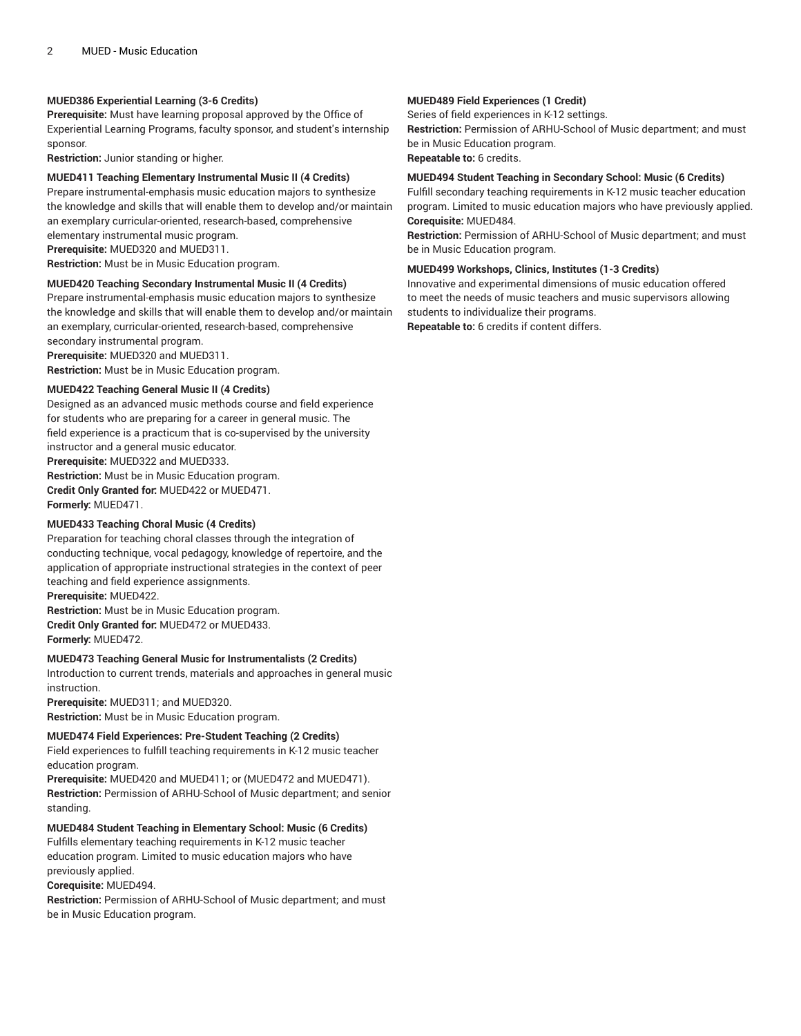**MUED386 Experiential Learning (3-6 Credits)**
**Prerequisite:** Must have learning proposal approved by the Office of Experiential Learning Programs, faculty sponsor, and student's internship sponsor.
**Restriction:** Junior standing or higher.

**MUED411 Teaching Elementary Instrumental Music II (4 Credits)**
Prepare instrumental-emphasis music education majors to synthesize the knowledge and skills that will enable them to develop and/or maintain an exemplary curricular-oriented, research-based, comprehensive elementary instrumental music program.
**Prerequisite:** MUED320 and MUED311.
**Restriction:** Must be in Music Education program.

**MUED420 Teaching Secondary Instrumental Music II (4 Credits)**
Prepare instrumental-emphasis music education majors to synthesize the knowledge and skills that will enable them to develop and/or maintain an exemplary, curricular-oriented, research-based, comprehensive secondary instrumental program.
**Prerequisite:** MUED320 and MUED311.
**Restriction:** Must be in Music Education program.

**MUED422 Teaching General Music II (4 Credits)**
Designed as an advanced music methods course and field experience for students who are preparing for a career in general music. The field experience is a practicum that is co-supervised by the university instructor and a general music educator.
**Prerequisite:** MUED322 and MUED333.
**Restriction:** Must be in Music Education program.
**Credit Only Granted for:** MUED422 or MUED471.
**Formerly:** MUED471.

**MUED433 Teaching Choral Music (4 Credits)**
Preparation for teaching choral classes through the integration of conducting technique, vocal pedagogy, knowledge of repertoire, and the application of appropriate instructional strategies in the context of peer teaching and field experience assignments.
**Prerequisite:** MUED422.
**Restriction:** Must be in Music Education program.
**Credit Only Granted for:** MUED472 or MUED433.
**Formerly:** MUED472.

**MUED473 Teaching General Music for Instrumentalists (2 Credits)**
Introduction to current trends, materials and approaches in general music instruction.
**Prerequisite:** MUED311; and MUED320.
**Restriction:** Must be in Music Education program.

**MUED474 Field Experiences: Pre-Student Teaching (2 Credits)**
Field experiences to fulfill teaching requirements in K-12 music teacher education program.
**Prerequisite:** MUED420 and MUED411; or (MUED472 and MUED471).
**Restriction:** Permission of ARHU-School of Music department; and senior standing.

**MUED484 Student Teaching in Elementary School: Music (6 Credits)**
Fulfills elementary teaching requirements in K-12 music teacher education program. Limited to music education majors who have previously applied.
**Corequisite:** MUED494.
**Restriction:** Permission of ARHU-School of Music department; and must be in Music Education program.

**MUED489 Field Experiences (1 Credit)**
Series of field experiences in K-12 settings.
**Restriction:** Permission of ARHU-School of Music department; and must be in Music Education program.
**Repeatable to:** 6 credits.

**MUED494 Student Teaching in Secondary School: Music (6 Credits)**
Fulfill secondary teaching requirements in K-12 music teacher education program. Limited to music education majors who have previously applied.
**Corequisite:** MUED484.
**Restriction:** Permission of ARHU-School of Music department; and must be in Music Education program.

**MUED499 Workshops, Clinics, Institutes (1-3 Credits)**
Innovative and experimental dimensions of music education offered to meet the needs of music teachers and music supervisors allowing students to individualize their programs.
**Repeatable to:** 6 credits if content differs.